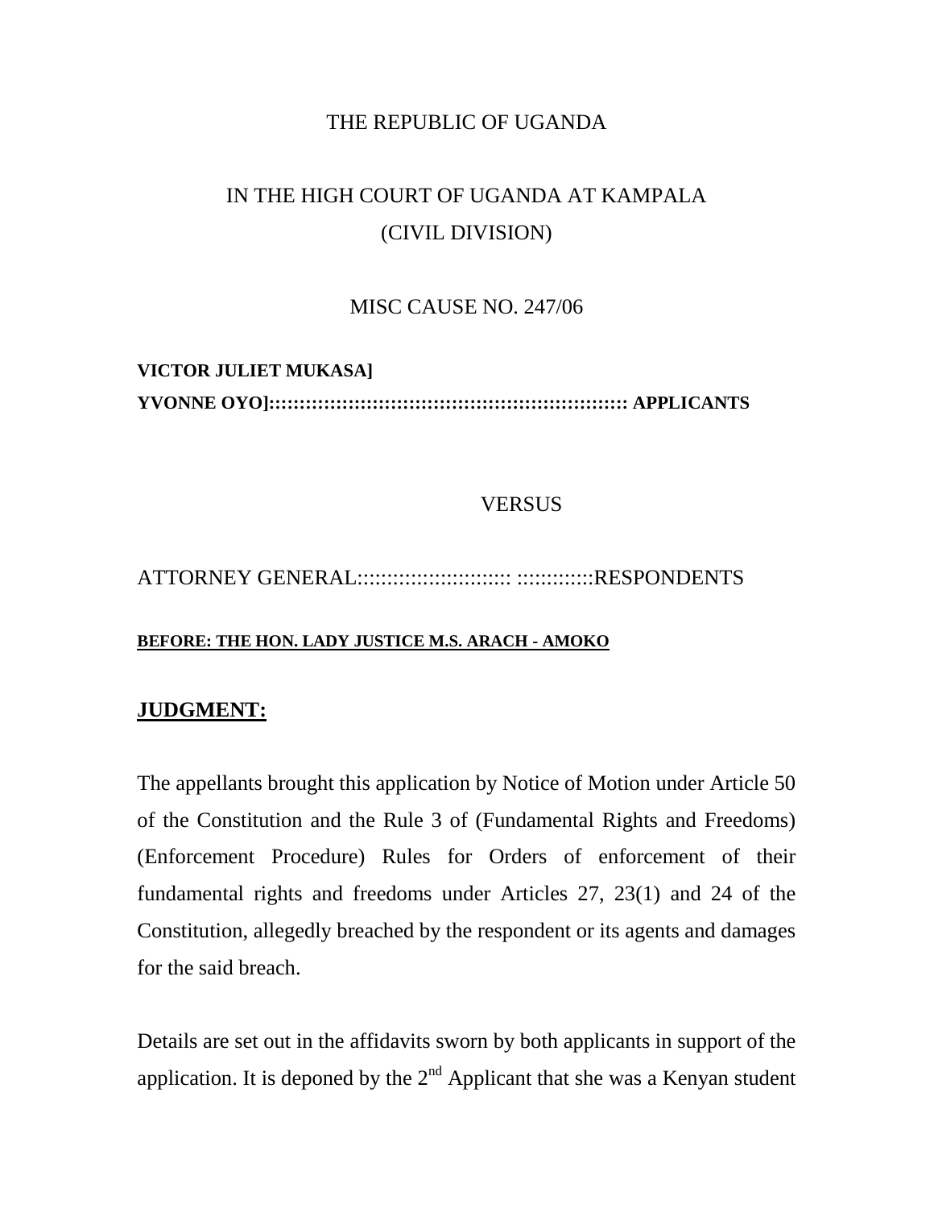THE REPUBLIC OF UGANDA

IN THE HIGH COURT OF UGANDA AT KAMPALA
(CIVIL DIVISION)

MISC CAUSE NO. 247/06

**VICTOR JULIET MUKASA]**
**YVONNE OYO]::::::::::::::::::::::::::::::::::::::::::::::::::::::::::: APPLICANTS**

VERSUS

ATTORNEY GENERAL:::::::::::::::::::::::::: :::::::::::::RESPONDENTS

**BEFORE: THE HON. LADY JUSTICE M.S. ARACH - AMOKO**

## JUDGMENT:

The appellants brought this application by Notice of Motion under Article 50 of the Constitution and the Rule 3 of (Fundamental Rights and Freedoms) (Enforcement Procedure) Rules for Orders of enforcement of their fundamental rights and freedoms under Articles 27, 23(1) and 24 of the Constitution, allegedly breached by the respondent or its agents and damages for the said breach.

Details are set out in the affidavits sworn by both applicants in support of the application. It is deponed by the 2nd Applicant that she was a Kenyan student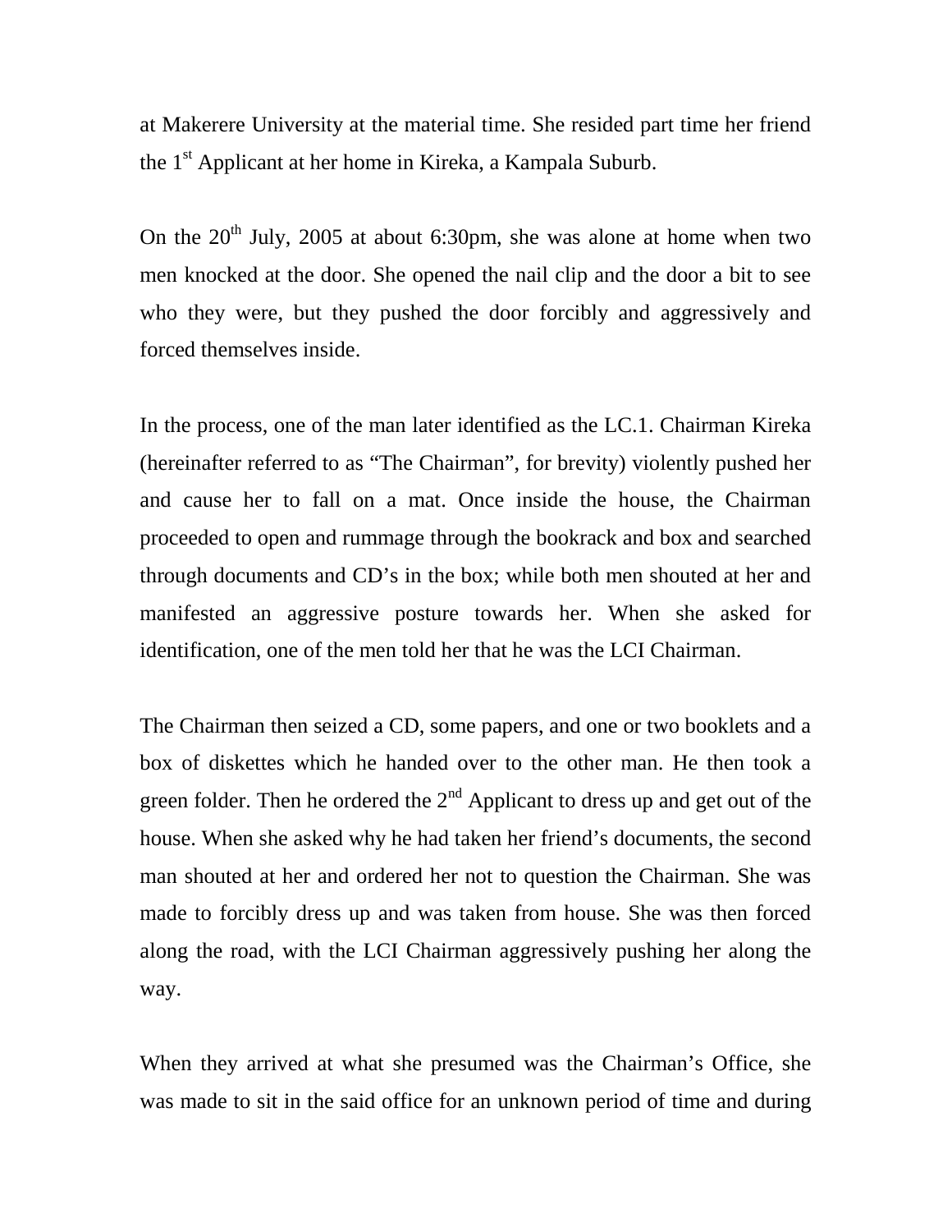at Makerere University at the material time. She resided part time her friend the 1st Applicant at her home in Kireka, a Kampala Suburb.

On the 20th July, 2005 at about 6:30pm, she was alone at home when two men knocked at the door. She opened the nail clip and the door a bit to see who they were, but they pushed the door forcibly and aggressively and forced themselves inside.

In the process, one of the man later identified as the LC.1. Chairman Kireka (hereinafter referred to as "The Chairman", for brevity) violently pushed her and cause her to fall on a mat. Once inside the house, the Chairman proceeded to open and rummage through the bookrack and box and searched through documents and CD's in the box; while both men shouted at her and manifested an aggressive posture towards her. When she asked for identification, one of the men told her that he was the LCI Chairman.

The Chairman then seized a CD, some papers, and one or two booklets and a box of diskettes which he handed over to the other man. He then took a green folder. Then he ordered the 2nd Applicant to dress up and get out of the house. When she asked why he had taken her friend's documents, the second man shouted at her and ordered her not to question the Chairman. She was made to forcibly dress up and was taken from house. She was then forced along the road, with the LCI Chairman aggressively pushing her along the way.

When they arrived at what she presumed was the Chairman's Office, she was made to sit in the said office for an unknown period of time and during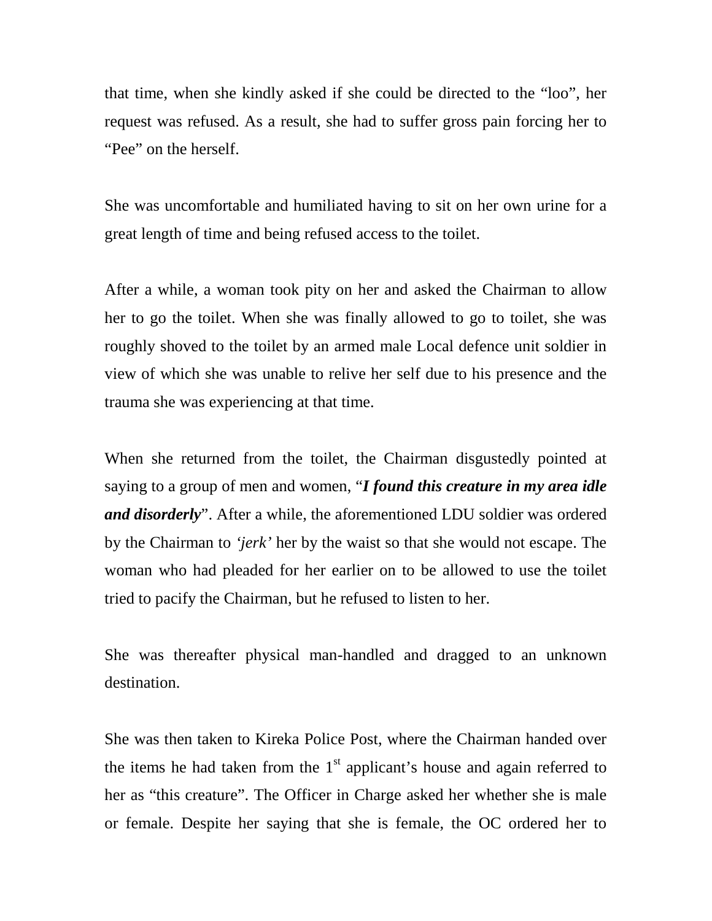that time, when she kindly asked if she could be directed to the "loo", her request was refused. As a result, she had to suffer gross pain forcing her to "Pee" on the herself.

She was uncomfortable and humiliated having to sit on her own urine for a great length of time and being refused access to the toilet.

After a while, a woman took pity on her and asked the Chairman to allow her to go the toilet. When she was finally allowed to go to toilet, she was roughly shoved to the toilet by an armed male Local defence unit soldier in view of which she was unable to relive her self due to his presence and the trauma she was experiencing at that time.

When she returned from the toilet, the Chairman disgustedly pointed at saying to a group of men and women, "***I found this creature in my area idle and disorderly***". After a while, the aforementioned LDU soldier was ordered by the Chairman to *'jerk'* her by the waist so that she would not escape. The woman who had pleaded for her earlier on to be allowed to use the toilet tried to pacify the Chairman, but he refused to listen to her.

She was thereafter physical man-handled and dragged to an unknown destination.

She was then taken to Kireka Police Post, where the Chairman handed over the items he had taken from the 1st applicant's house and again referred to her as "this creature". The Officer in Charge asked her whether she is male or female. Despite her saying that she is female, the OC ordered her to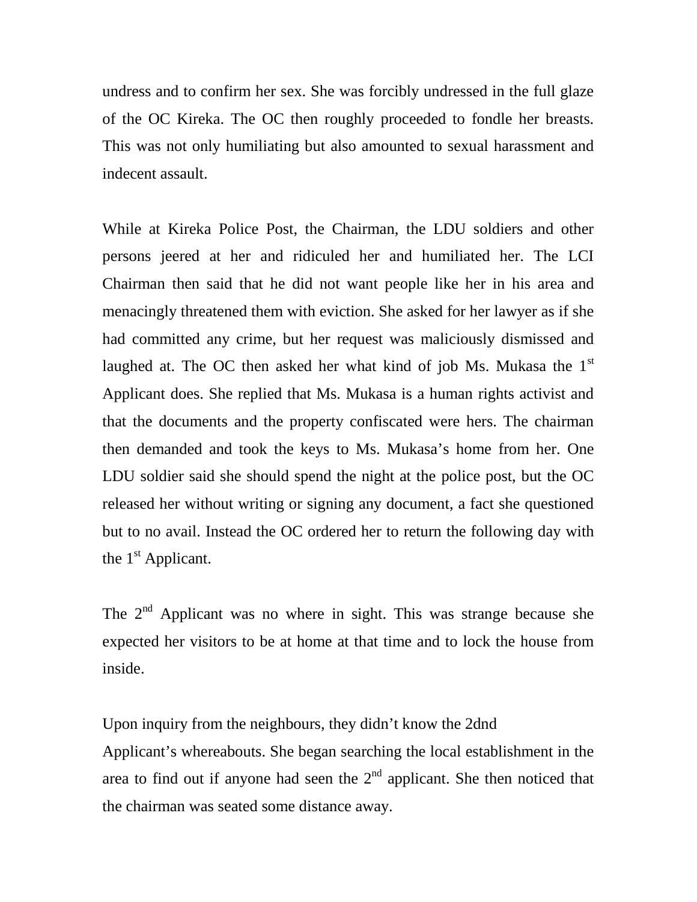undress and to confirm her sex. She was forcibly undressed in the full glaze of the OC Kireka. The OC then roughly proceeded to fondle her breasts. This was not only humiliating but also amounted to sexual harassment and indecent assault.

While at Kireka Police Post, the Chairman, the LDU soldiers and other persons jeered at her and ridiculed her and humiliated her. The LCI Chairman then said that he did not want people like her in his area and menacingly threatened them with eviction. She asked for her lawyer as if she had committed any crime, but her request was maliciously dismissed and laughed at. The OC then asked her what kind of job Ms. Mukasa the 1st Applicant does. She replied that Ms. Mukasa is a human rights activist and that the documents and the property confiscated were hers. The chairman then demanded and took the keys to Ms. Mukasa's home from her. One LDU soldier said she should spend the night at the police post, but the OC released her without writing or signing any document, a fact she questioned but to no avail. Instead the OC ordered her to return the following day with the 1st Applicant.

The 2nd Applicant was no where in sight. This was strange because she expected her visitors to be at home at that time and to lock the house from inside.

Upon inquiry from the neighbours, they didn't know the 2dnd Applicant's whereabouts. She began searching the local establishment in the area to find out if anyone had seen the 2nd applicant. She then noticed that the chairman was seated some distance away.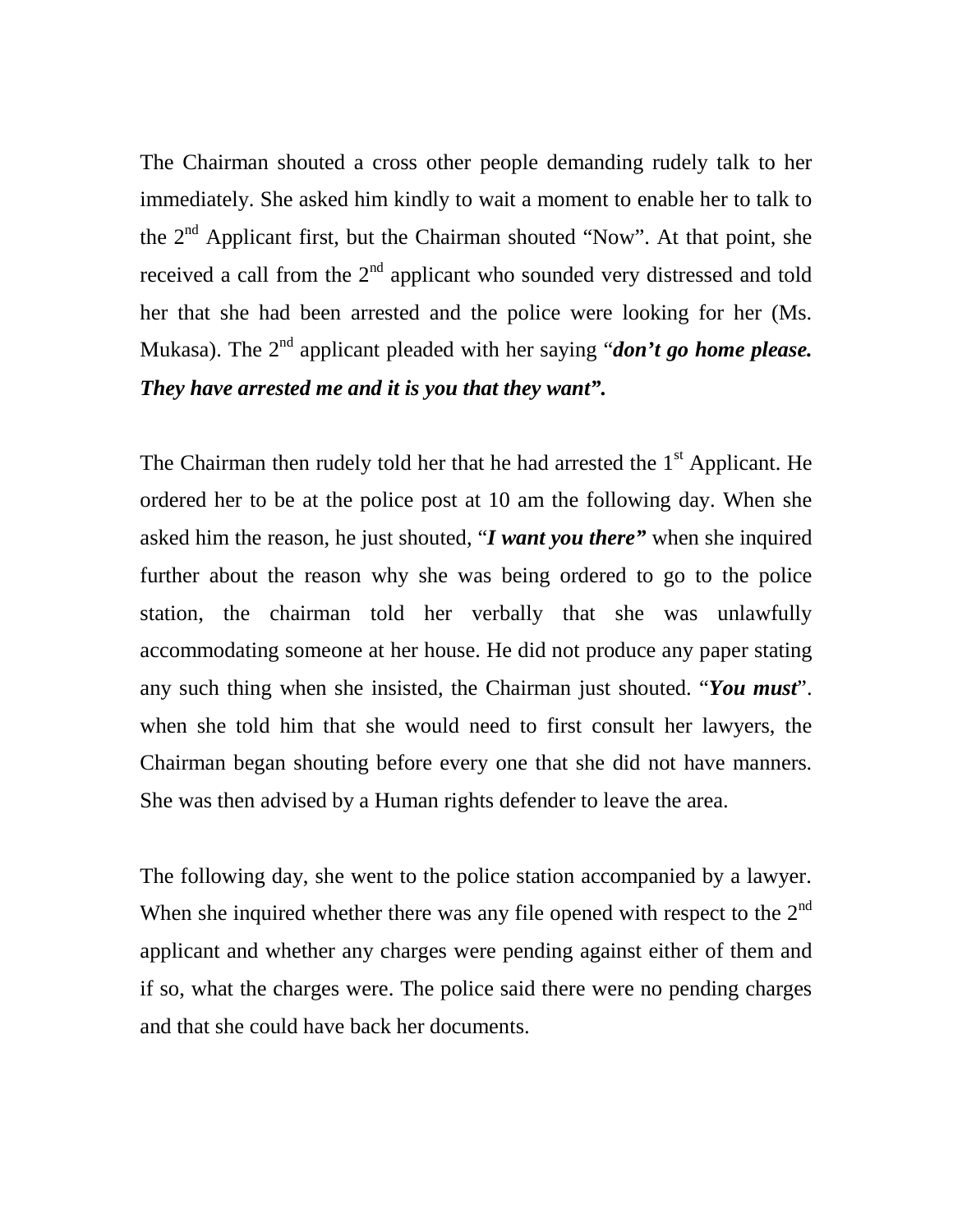The Chairman shouted a cross other people demanding rudely talk to her immediately. She asked him kindly to wait a moment to enable her to talk to the 2nd Applicant first, but the Chairman shouted "Now". At that point, she received a call from the 2nd applicant who sounded very distressed and told her that she had been arrested and the police were looking for her (Ms. Mukasa). The 2nd applicant pleaded with her saying "***don't go home please. They have arrested me and it is you that they want".***

The Chairman then rudely told her that he had arrested the 1st Applicant. He ordered her to be at the police post at 10 am the following day. When she asked him the reason, he just shouted, "***I want you there"*** when she inquired further about the reason why she was being ordered to go to the police station, the chairman told her verbally that she was unlawfully accommodating someone at her house. He did not produce any paper stating any such thing when she insisted, the Chairman just shouted. "***You must***". when she told him that she would need to first consult her lawyers, the Chairman began shouting before every one that she did not have manners. She was then advised by a Human rights defender to leave the area.

The following day, she went to the police station accompanied by a lawyer. When she inquired whether there was any file opened with respect to the 2nd applicant and whether any charges were pending against either of them and if so, what the charges were. The police said there were no pending charges and that she could have back her documents.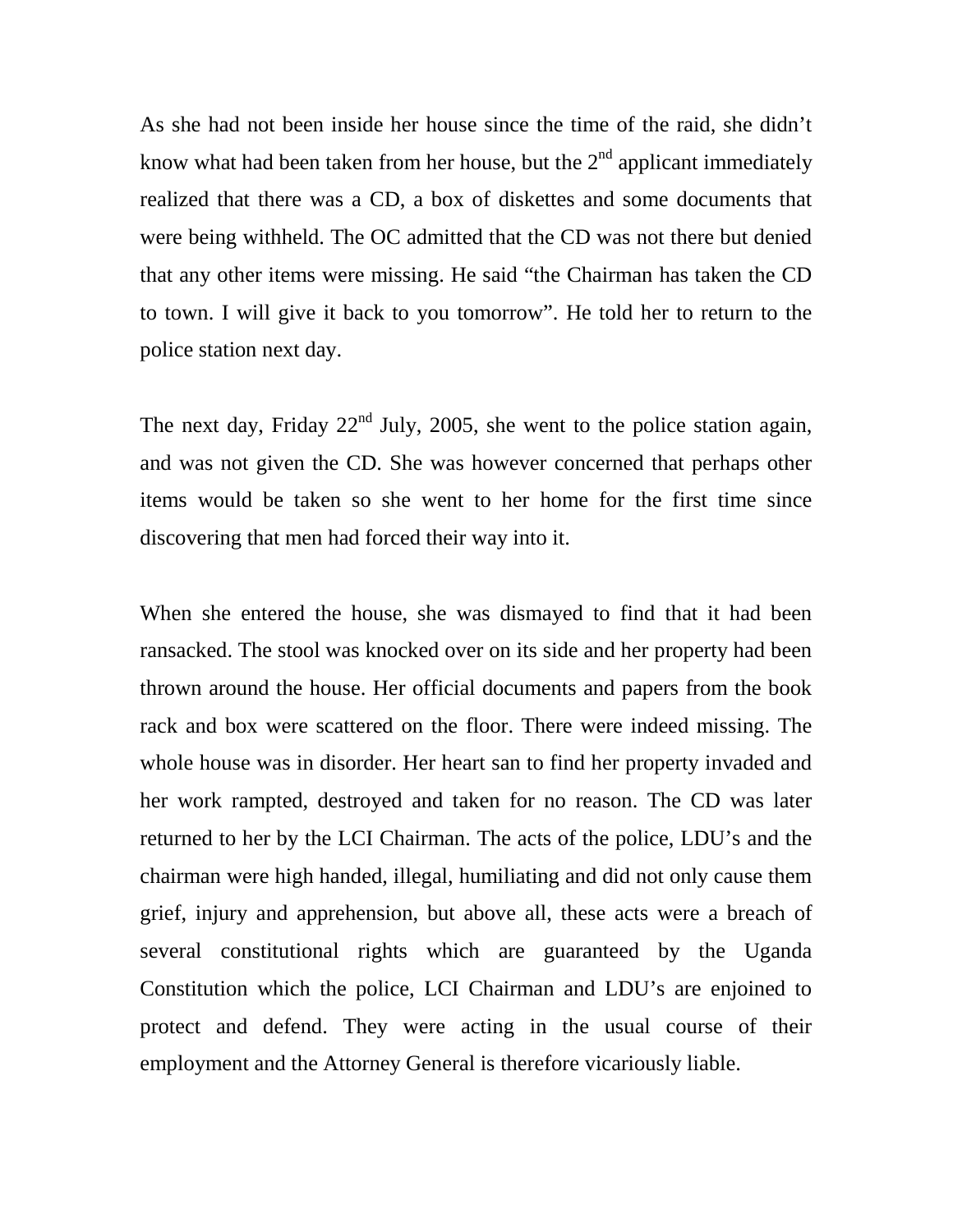As she had not been inside her house since the time of the raid, she didn't know what had been taken from her house, but the 2nd applicant immediately realized that there was a CD, a box of diskettes and some documents that were being withheld. The OC admitted that the CD was not there but denied that any other items were missing. He said "the Chairman has taken the CD to town. I will give it back to you tomorrow". He told her to return to the police station next day.

The next day, Friday 22nd July, 2005, she went to the police station again, and was not given the CD. She was however concerned that perhaps other items would be taken so she went to her home for the first time since discovering that men had forced their way into it.

When she entered the house, she was dismayed to find that it had been ransacked. The stool was knocked over on its side and her property had been thrown around the house. Her official documents and papers from the book rack and box were scattered on the floor. There were indeed missing. The whole house was in disorder. Her heart san to find her property invaded and her work rampted, destroyed and taken for no reason. The CD was later returned to her by the LCI Chairman. The acts of the police, LDU's and the chairman were high handed, illegal, humiliating and did not only cause them grief, injury and apprehension, but above all, these acts were a breach of several constitutional rights which are guaranteed by the Uganda Constitution which the police, LCI Chairman and LDU's are enjoined to protect and defend. They were acting in the usual course of their employment and the Attorney General is therefore vicariously liable.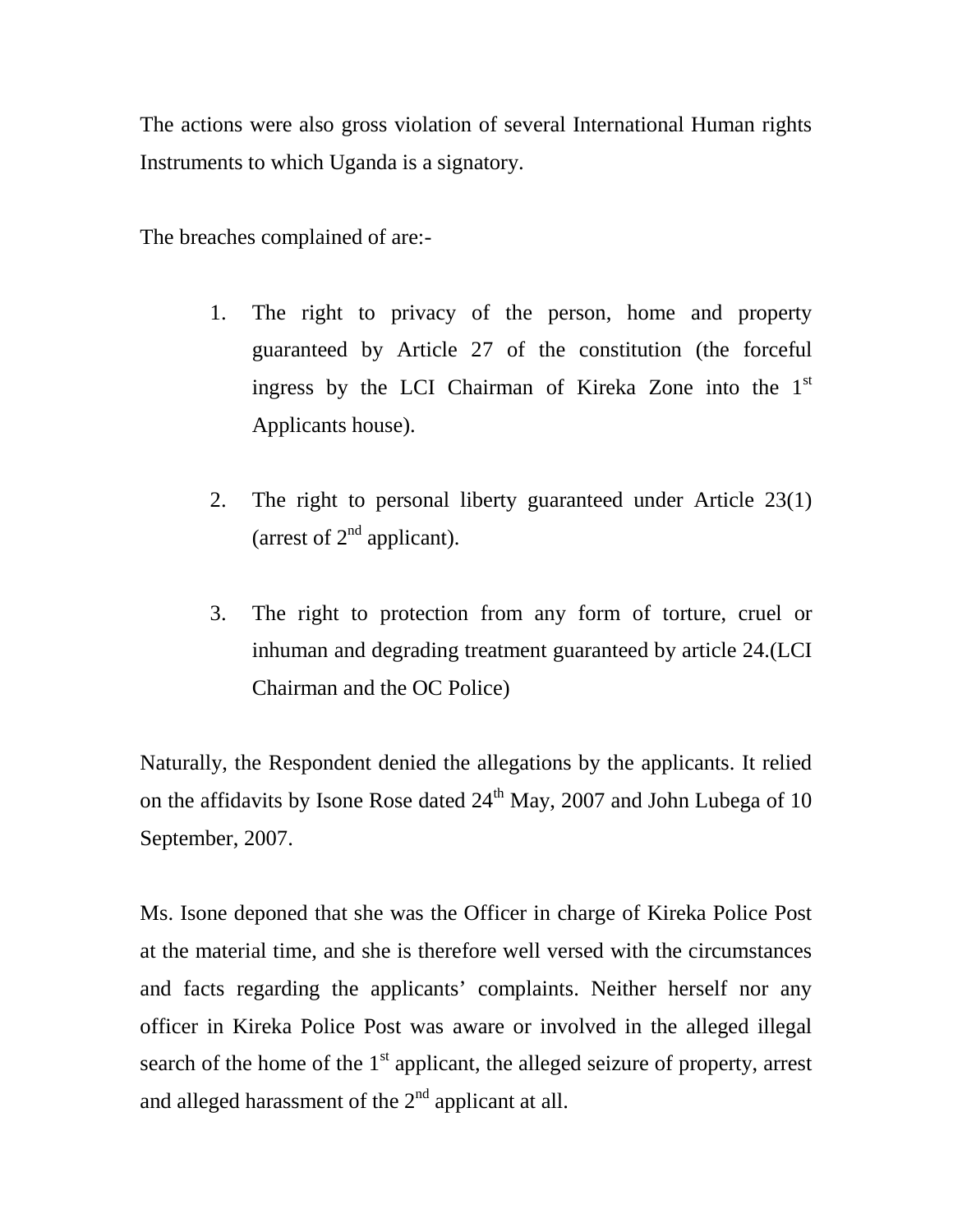The actions were also gross violation of several International Human rights Instruments to which Uganda is a signatory.

The breaches complained of are:-

1. The right to privacy of the person, home and property guaranteed by Article 27 of the constitution (the forceful ingress by the LCI Chairman of Kireka Zone into the 1st Applicants house).

2. The right to personal liberty guaranteed under Article 23(1) (arrest of 2nd applicant).

3. The right to protection from any form of torture, cruel or inhuman and degrading treatment guaranteed by article 24.(LCI Chairman and the OC Police)

Naturally, the Respondent denied the allegations by the applicants. It relied on the affidavits by Isone Rose dated 24th May, 2007 and John Lubega of 10 September, 2007.

Ms. Isone deponed that she was the Officer in charge of Kireka Police Post at the material time, and she is therefore well versed with the circumstances and facts regarding the applicants' complaints. Neither herself nor any officer in Kireka Police Post was aware or involved in the alleged illegal search of the home of the 1st applicant, the alleged seizure of property, arrest and alleged harassment of the 2nd applicant at all.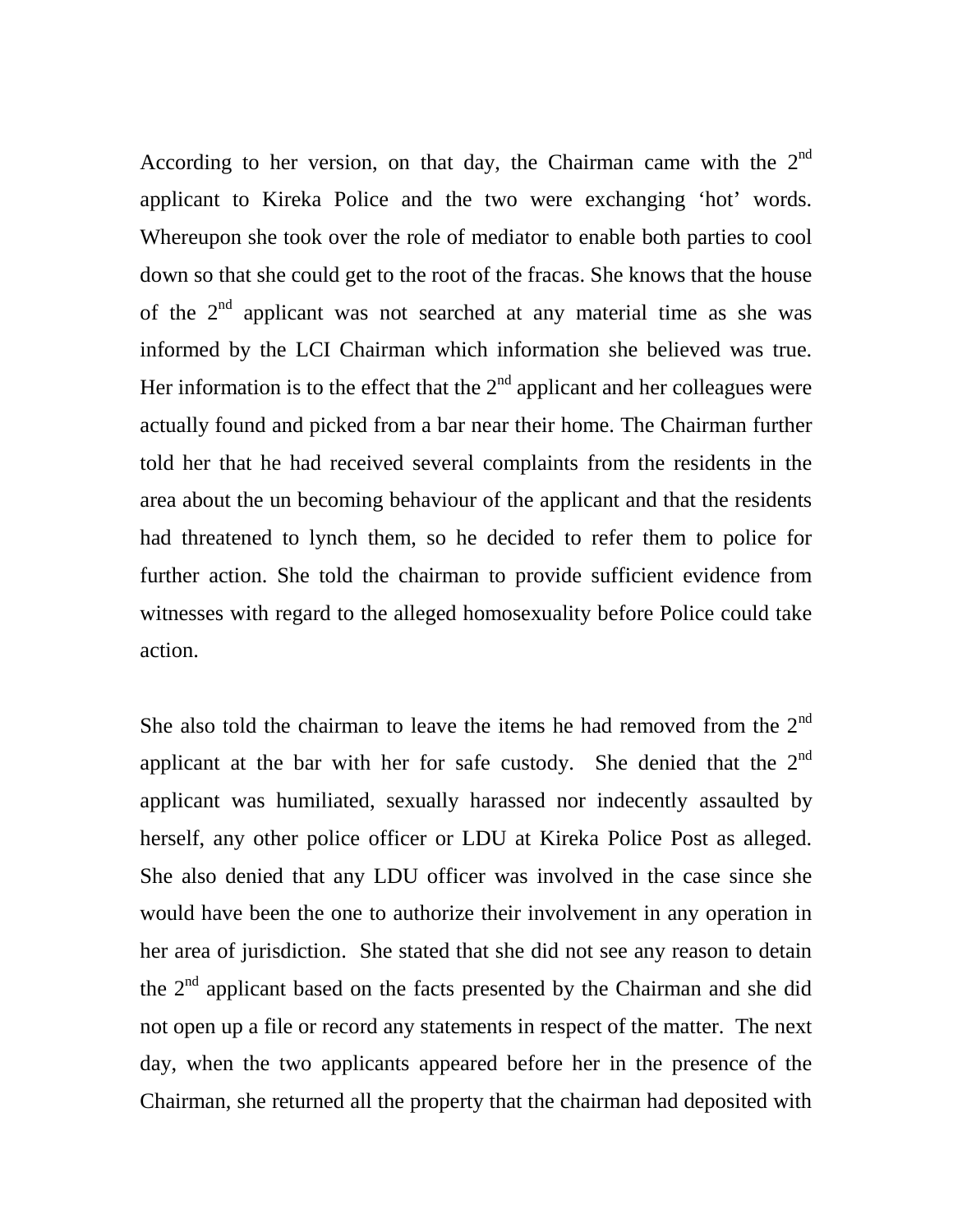According to her version, on that day, the Chairman came with the 2nd applicant to Kireka Police and the two were exchanging 'hot' words. Whereupon she took over the role of mediator to enable both parties to cool down so that she could get to the root of the fracas. She knows that the house of the 2nd applicant was not searched at any material time as she was informed by the LCI Chairman which information she believed was true. Her information is to the effect that the 2nd applicant and her colleagues were actually found and picked from a bar near their home. The Chairman further told her that he had received several complaints from the residents in the area about the un becoming behaviour of the applicant and that the residents had threatened to lynch them, so he decided to refer them to police for further action. She told the chairman to provide sufficient evidence from witnesses with regard to the alleged homosexuality before Police could take action.

She also told the chairman to leave the items he had removed from the 2nd applicant at the bar with her for safe custody. She denied that the 2nd applicant was humiliated, sexually harassed nor indecently assaulted by herself, any other police officer or LDU at Kireka Police Post as alleged. She also denied that any LDU officer was involved in the case since she would have been the one to authorize their involvement in any operation in her area of jurisdiction. She stated that she did not see any reason to detain the 2nd applicant based on the facts presented by the Chairman and she did not open up a file or record any statements in respect of the matter. The next day, when the two applicants appeared before her in the presence of the Chairman, she returned all the property that the chairman had deposited with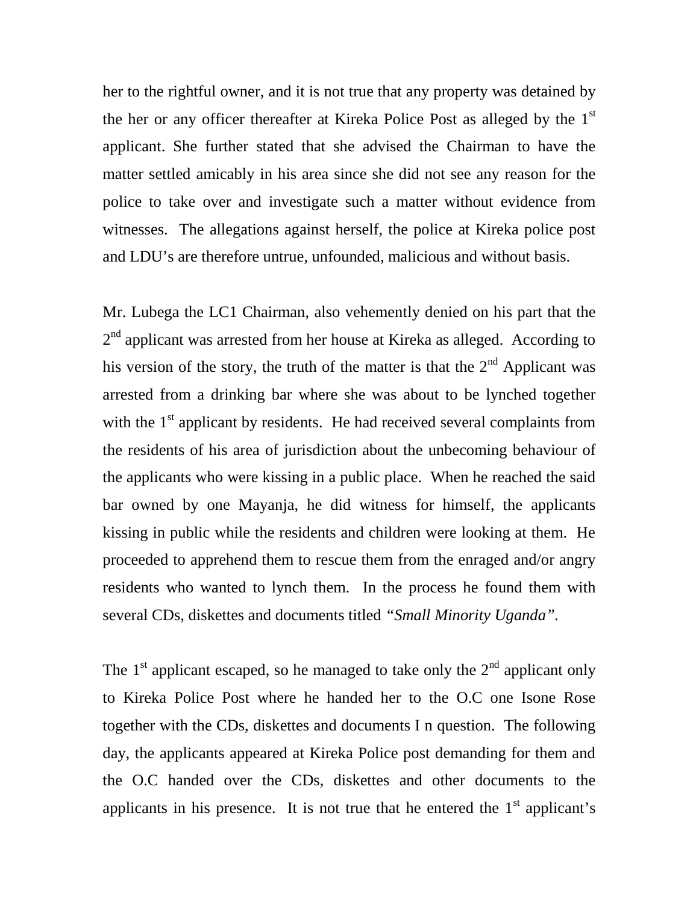her to the rightful owner, and it is not true that any property was detained by the her or any officer thereafter at Kireka Police Post as alleged by the 1st applicant. She further stated that she advised the Chairman to have the matter settled amicably in his area since she did not see any reason for the police to take over and investigate such a matter without evidence from witnesses. The allegations against herself, the police at Kireka police post and LDU's are therefore untrue, unfounded, malicious and without basis.

Mr. Lubega the LC1 Chairman, also vehemently denied on his part that the 2nd applicant was arrested from her house at Kireka as alleged. According to his version of the story, the truth of the matter is that the 2nd Applicant was arrested from a drinking bar where she was about to be lynched together with the 1st applicant by residents. He had received several complaints from the residents of his area of jurisdiction about the unbecoming behaviour of the applicants who were kissing in a public place. When he reached the said bar owned by one Mayanja, he did witness for himself, the applicants kissing in public while the residents and children were looking at them. He proceeded to apprehend them to rescue them from the enraged and/or angry residents who wanted to lynch them. In the process he found them with several CDs, diskettes and documents titled *"Small Minority Uganda"*.

The 1st applicant escaped, so he managed to take only the 2nd applicant only to Kireka Police Post where he handed her to the O.C one Isone Rose together with the CDs, diskettes and documents I n question. The following day, the applicants appeared at Kireka Police post demanding for them and the O.C handed over the CDs, diskettes and other documents to the applicants in his presence. It is not true that he entered the 1st applicant's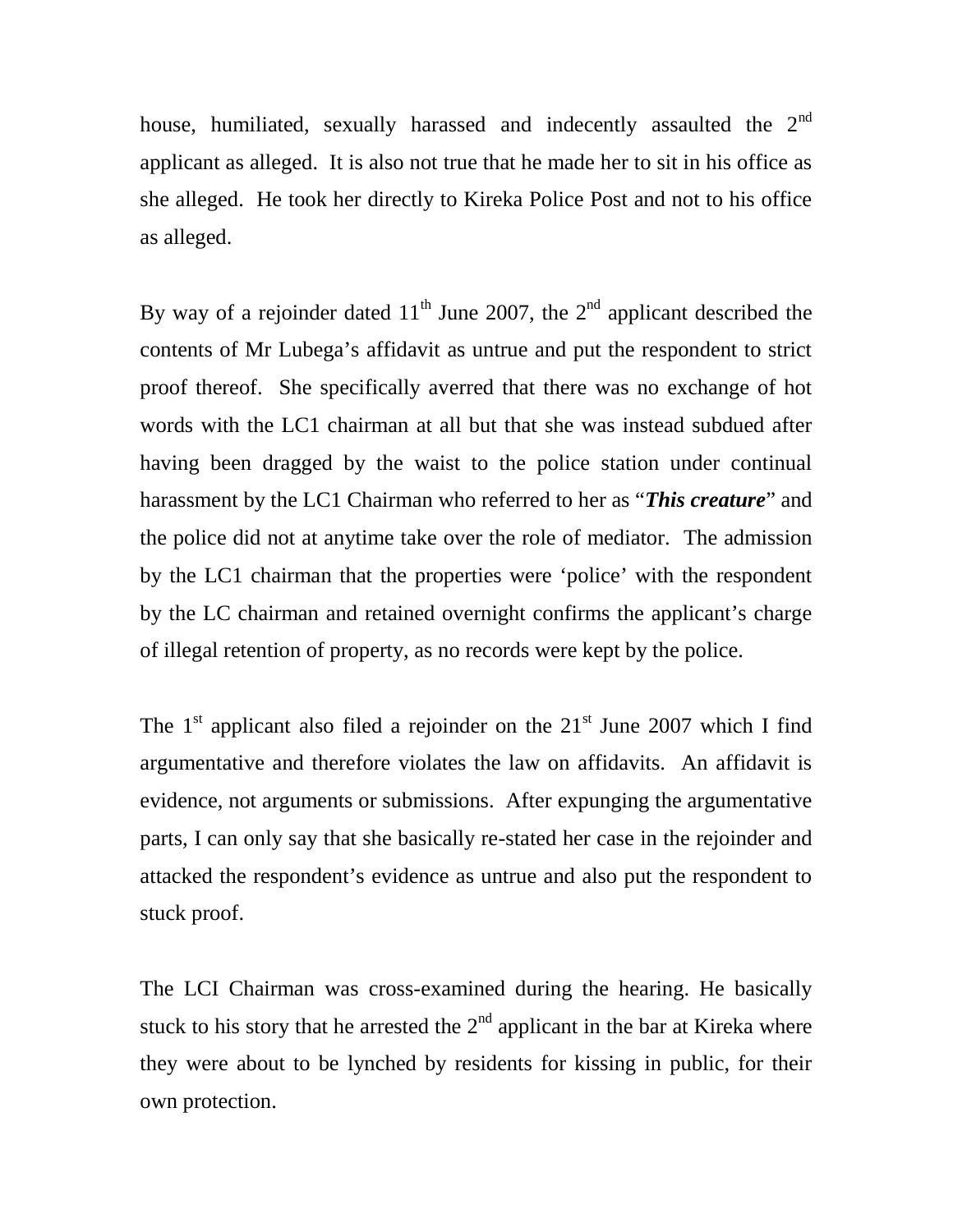house, humiliated, sexually harassed and indecently assaulted the 2nd applicant as alleged. It is also not true that he made her to sit in his office as she alleged. He took her directly to Kireka Police Post and not to his office as alleged.

By way of a rejoinder dated 11th June 2007, the 2nd applicant described the contents of Mr Lubega's affidavit as untrue and put the respondent to strict proof thereof. She specifically averred that there was no exchange of hot words with the LC1 chairman at all but that she was instead subdued after having been dragged by the waist to the police station under continual harassment by the LC1 Chairman who referred to her as "***This creature***" and the police did not at anytime take over the role of mediator. The admission by the LC1 chairman that the properties were 'police' with the respondent by the LC chairman and retained overnight confirms the applicant's charge of illegal retention of property, as no records were kept by the police.

The 1st applicant also filed a rejoinder on the 21st June 2007 which I find argumentative and therefore violates the law on affidavits. An affidavit is evidence, not arguments or submissions. After expunging the argumentative parts, I can only say that she basically re-stated her case in the rejoinder and attacked the respondent's evidence as untrue and also put the respondent to stuck proof.

The LCI Chairman was cross-examined during the hearing. He basically stuck to his story that he arrested the 2nd applicant in the bar at Kireka where they were about to be lynched by residents for kissing in public, for their own protection.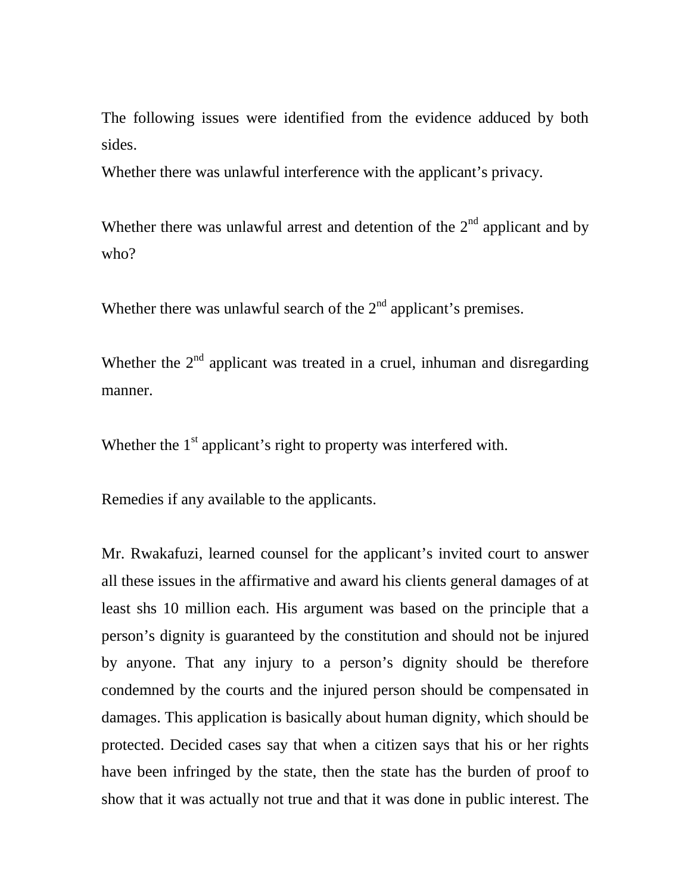The following issues were identified from the evidence adduced by both sides.

Whether there was unlawful interference with the applicant's privacy.

Whether there was unlawful arrest and detention of the 2nd applicant and by who?

Whether there was unlawful search of the 2nd applicant's premises.

Whether the 2nd applicant was treated in a cruel, inhuman and disregarding manner.

Whether the 1st applicant's right to property was interfered with.

Remedies if any available to the applicants.

Mr. Rwakafuzi, learned counsel for the applicant's invited court to answer all these issues in the affirmative and award his clients general damages of at least shs 10 million each. His argument was based on the principle that a person's dignity is guaranteed by the constitution and should not be injured by anyone. That any injury to a person's dignity should be therefore condemned by the courts and the injured person should be compensated in damages. This application is basically about human dignity, which should be protected. Decided cases say that when a citizen says that his or her rights have been infringed by the state, then the state has the burden of proof to show that it was actually not true and that it was done in public interest. The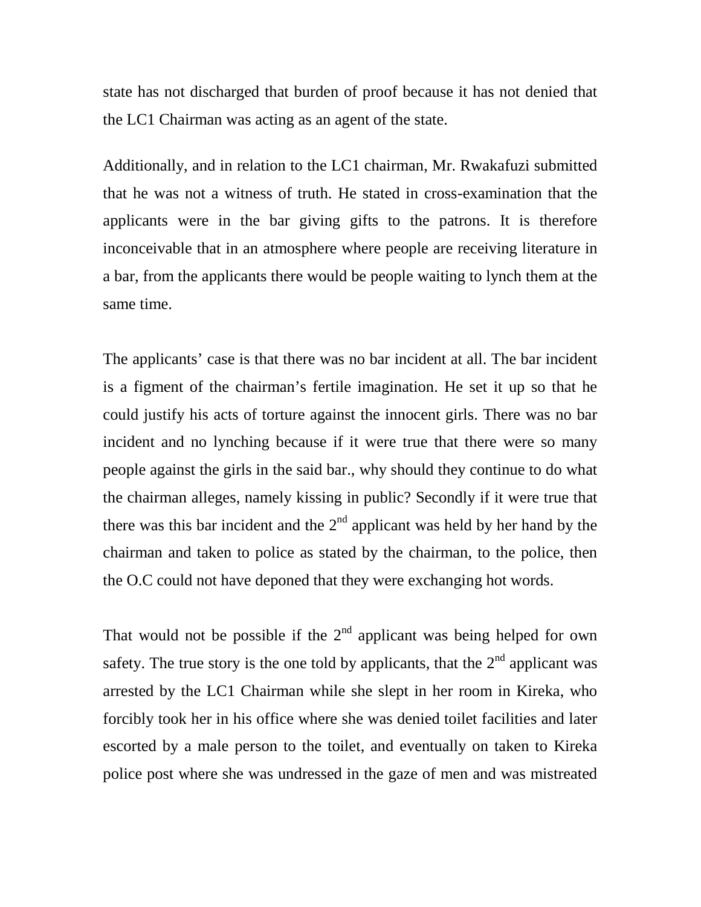state has not discharged that burden of proof because it has not denied that the LC1 Chairman was acting as an agent of the state.

Additionally, and in relation to the LC1 chairman, Mr. Rwakafuzi submitted that he was not a witness of truth. He stated in cross-examination that the applicants were in the bar giving gifts to the patrons. It is therefore inconceivable that in an atmosphere where people are receiving literature in a bar, from the applicants there would be people waiting to lynch them at the same time.

The applicants' case is that there was no bar incident at all. The bar incident is a figment of the chairman's fertile imagination. He set it up so that he could justify his acts of torture against the innocent girls. There was no bar incident and no lynching because if it were true that there were so many people against the girls in the said bar., why should they continue to do what the chairman alleges, namely kissing in public? Secondly if it were true that there was this bar incident and the 2nd applicant was held by her hand by the chairman and taken to police as stated by the chairman, to the police, then the O.C could not have deponed that they were exchanging hot words.

That would not be possible if the 2nd applicant was being helped for own safety. The true story is the one told by applicants, that the 2nd applicant was arrested by the LC1 Chairman while she slept in her room in Kireka, who forcibly took her in his office where she was denied toilet facilities and later escorted by a male person to the toilet, and eventually on taken to Kireka police post where she was undressed in the gaze of men and was mistreated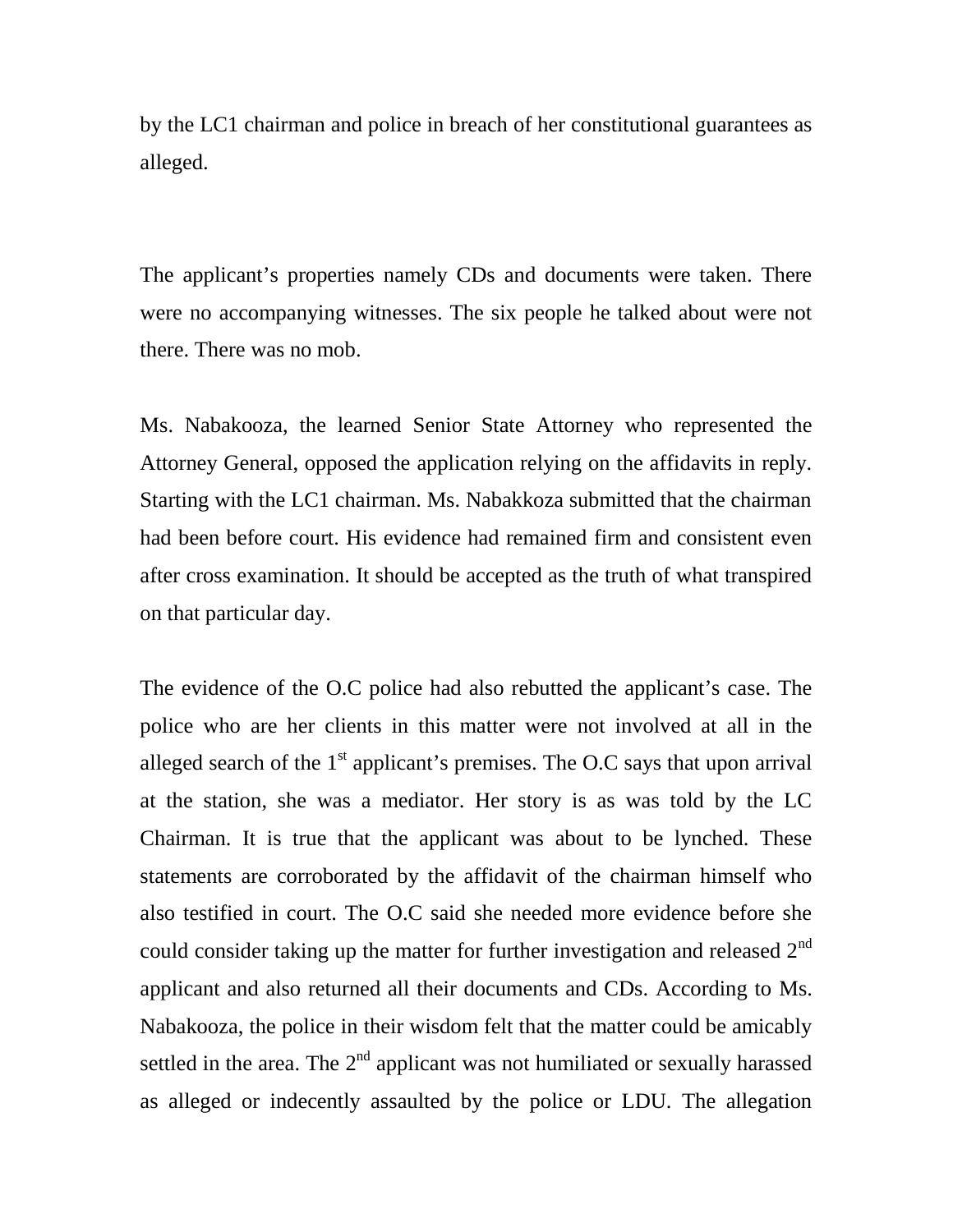by the LC1 chairman and police in breach of her constitutional guarantees as alleged.

The applicant's properties namely CDs and documents were taken. There were no accompanying witnesses. The six people he talked about were not there. There was no mob.

Ms. Nabakooza, the learned Senior State Attorney who represented the Attorney General, opposed the application relying on the affidavits in reply. Starting with the LC1 chairman. Ms. Nabakkoza submitted that the chairman had been before court. His evidence had remained firm and consistent even after cross examination. It should be accepted as the truth of what transpired on that particular day.

The evidence of the O.C police had also rebutted the applicant's case. The police who are her clients in this matter were not involved at all in the alleged search of the 1st applicant's premises. The O.C says that upon arrival at the station, she was a mediator. Her story is as was told by the LC Chairman. It is true that the applicant was about to be lynched. These statements are corroborated by the affidavit of the chairman himself who also testified in court. The O.C said she needed more evidence before she could consider taking up the matter for further investigation and released 2nd applicant and also returned all their documents and CDs. According to Ms. Nabakooza, the police in their wisdom felt that the matter could be amicably settled in the area. The 2nd applicant was not humiliated or sexually harassed as alleged or indecently assaulted by the police or LDU. The allegation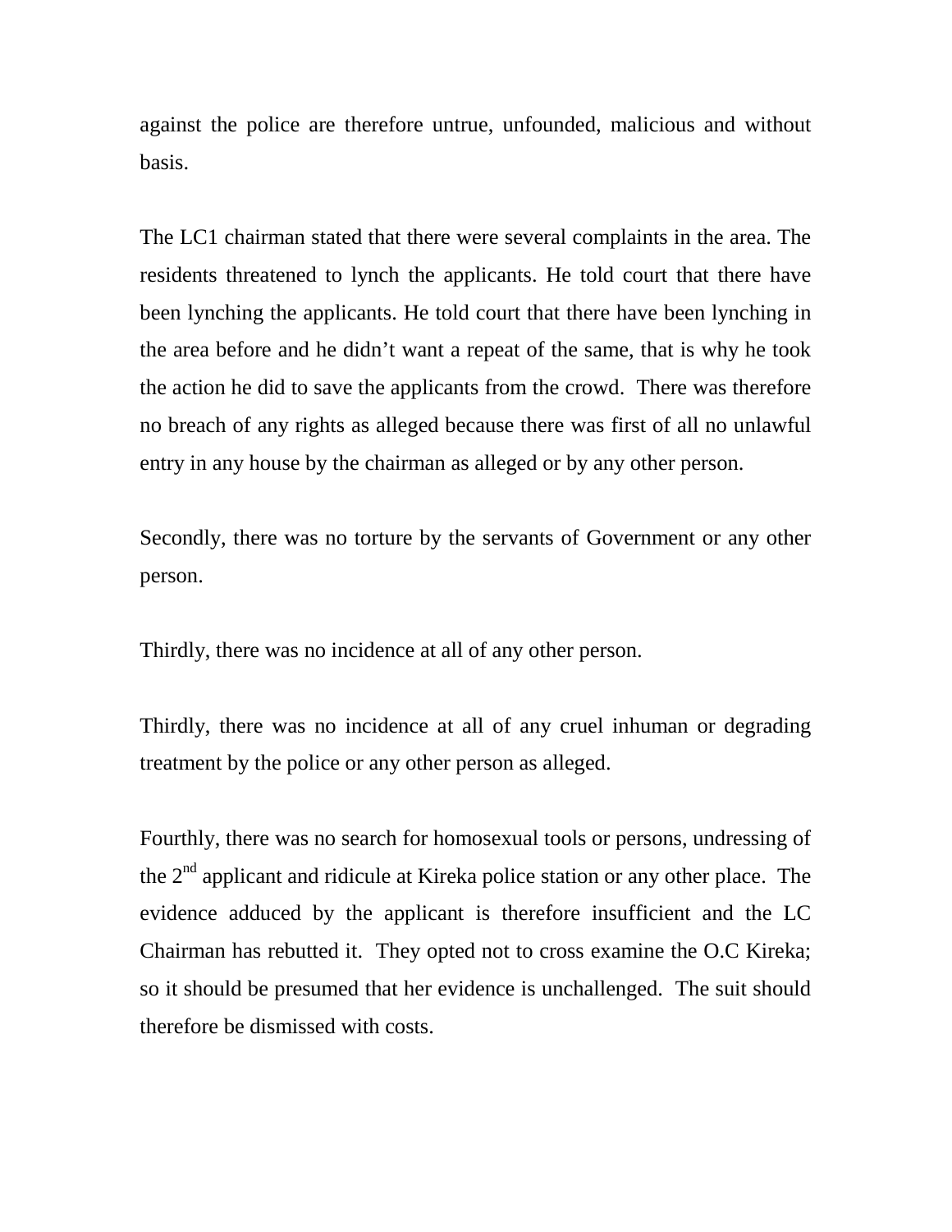against the police are therefore untrue, unfounded, malicious and without basis.

The LC1 chairman stated that there were several complaints in the area. The residents threatened to lynch the applicants. He told court that there have been lynching the applicants. He told court that there have been lynching in the area before and he didn't want a repeat of the same, that is why he took the action he did to save the applicants from the crowd. There was therefore no breach of any rights as alleged because there was first of all no unlawful entry in any house by the chairman as alleged or by any other person.

Secondly, there was no torture by the servants of Government or any other person.

Thirdly, there was no incidence at all of any other person.

Thirdly, there was no incidence at all of any cruel inhuman or degrading treatment by the police or any other person as alleged.

Fourthly, there was no search for homosexual tools or persons, undressing of the 2nd applicant and ridicule at Kireka police station or any other place. The evidence adduced by the applicant is therefore insufficient and the LC Chairman has rebutted it. They opted not to cross examine the O.C Kireka; so it should be presumed that her evidence is unchallenged. The suit should therefore be dismissed with costs.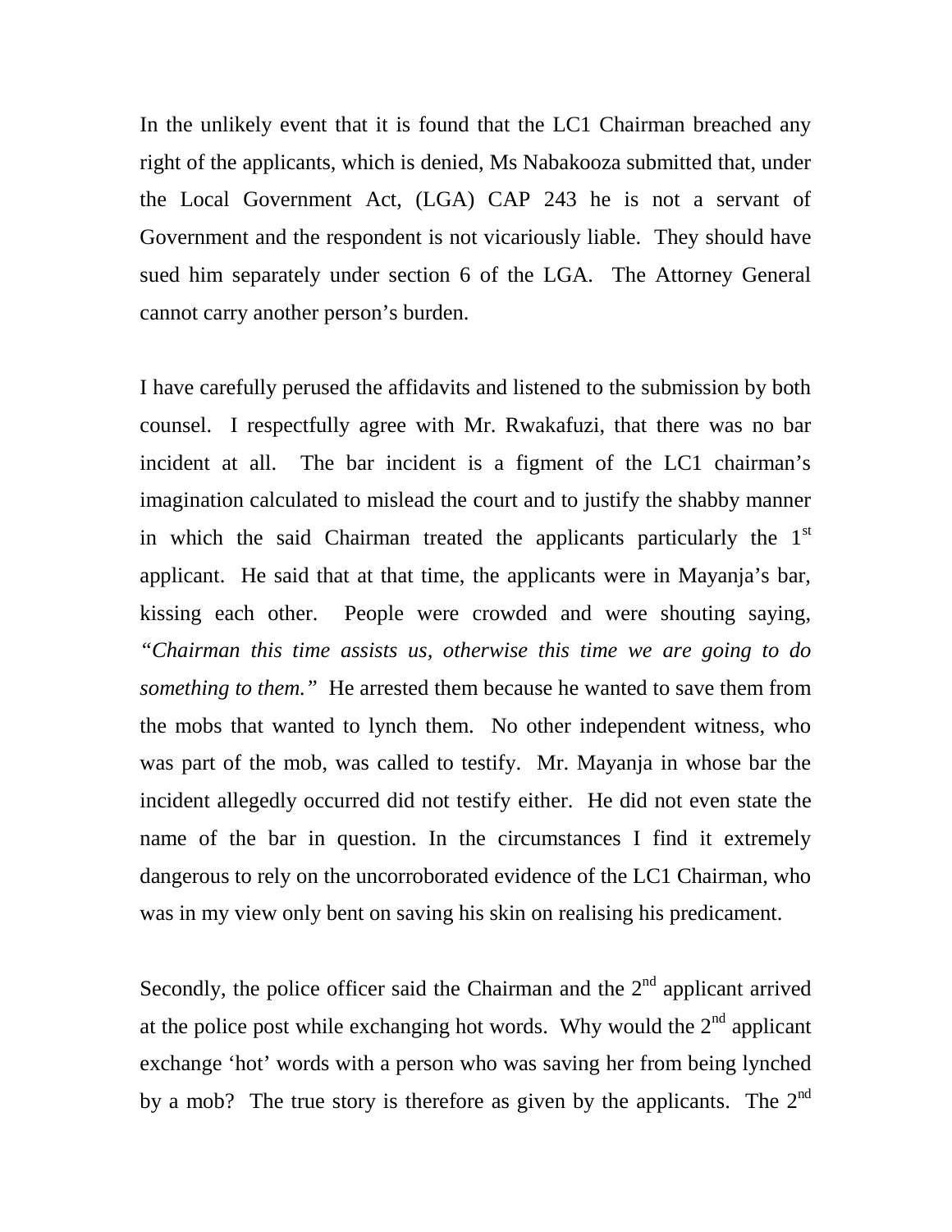In the unlikely event that it is found that the LC1 Chairman breached any right of the applicants, which is denied, Ms Nabakooza submitted that, under the Local Government Act, (LGA) CAP 243 he is not a servant of Government and the respondent is not vicariously liable. They should have sued him separately under section 6 of the LGA. The Attorney General cannot carry another person's burden.

I have carefully perused the affidavits and listened to the submission by both counsel. I respectfully agree with Mr. Rwakafuzi, that there was no bar incident at all. The bar incident is a figment of the LC1 chairman's imagination calculated to mislead the court and to justify the shabby manner in which the said Chairman treated the applicants particularly the 1st applicant. He said that at that time, the applicants were in Mayanja's bar, kissing each other. People were crowded and were shouting saying, *"Chairman this time assists us, otherwise this time we are going to do something to them."* He arrested them because he wanted to save them from the mobs that wanted to lynch them. No other independent witness, who was part of the mob, was called to testify. Mr. Mayanja in whose bar the incident allegedly occurred did not testify either. He did not even state the name of the bar in question. In the circumstances I find it extremely dangerous to rely on the uncorroborated evidence of the LC1 Chairman, who was in my view only bent on saving his skin on realising his predicament.

Secondly, the police officer said the Chairman and the 2nd applicant arrived at the police post while exchanging hot words. Why would the 2nd applicant exchange 'hot' words with a person who was saving her from being lynched by a mob? The true story is therefore as given by the applicants. The 2nd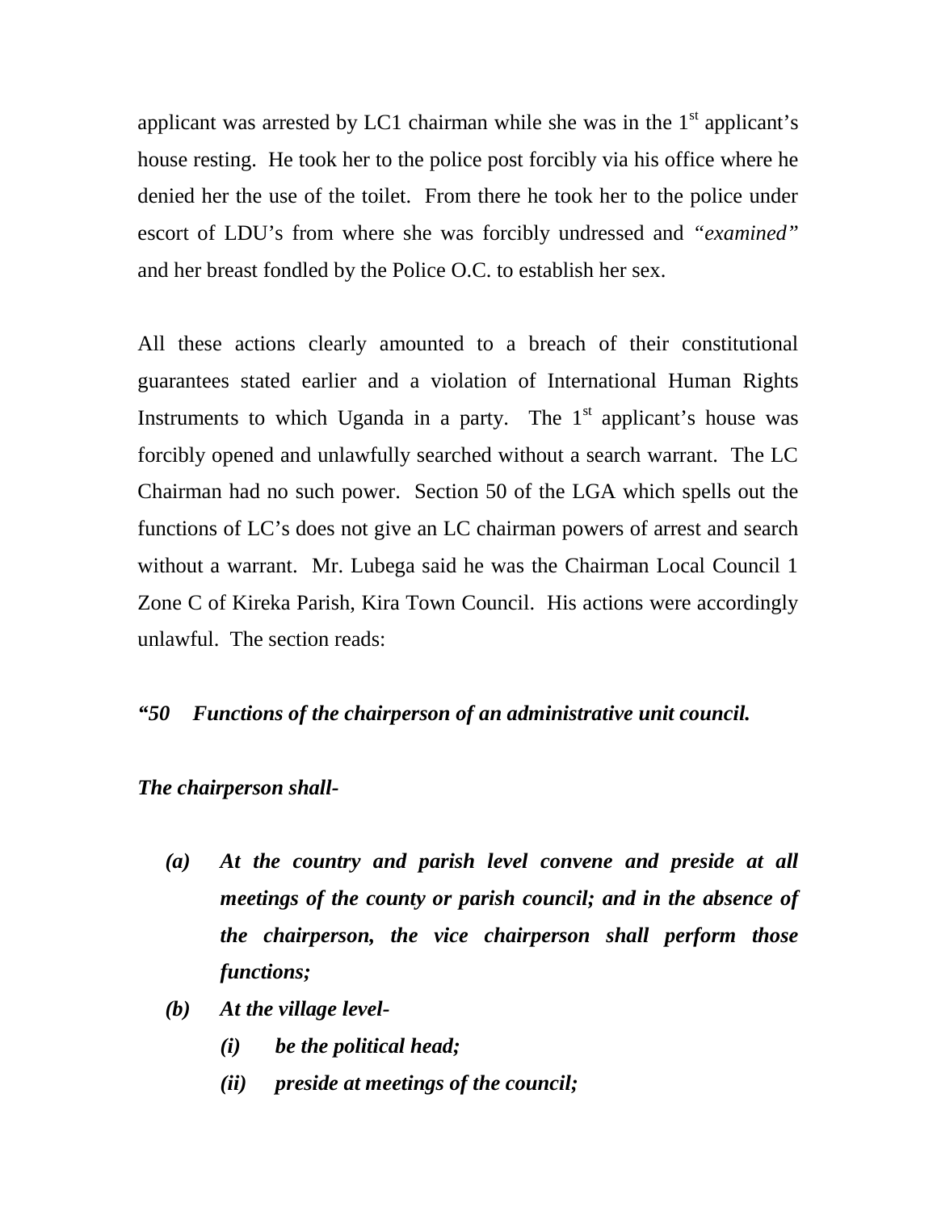applicant was arrested by LC1 chairman while she was in the 1st applicant's house resting. He took her to the police post forcibly via his office where he denied her the use of the toilet. From there he took her to the police under escort of LDU's from where she was forcibly undressed and *"examined"* and her breast fondled by the Police O.C. to establish her sex.

All these actions clearly amounted to a breach of their constitutional guarantees stated earlier and a violation of International Human Rights Instruments to which Uganda in a party. The 1st applicant's house was forcibly opened and unlawfully searched without a search warrant. The LC Chairman had no such power. Section 50 of the LGA which spells out the functions of LC's does not give an LC chairman powers of arrest and search without a warrant. Mr. Lubega said he was the Chairman Local Council 1 Zone C of Kireka Parish, Kira Town Council. His actions were accordingly unlawful. The section reads:

***"50 Functions of the chairperson of an administrative unit council.***

***The chairperson shall-***

- ***(a) At the country and parish level convene and preside at all meetings of the county or parish council; and in the absence of the chairperson, the vice chairperson shall perform those functions;***
- ***(b) At the village level-***
    - ***(i) be the political head;***
    - ***(ii) preside at meetings of the council;***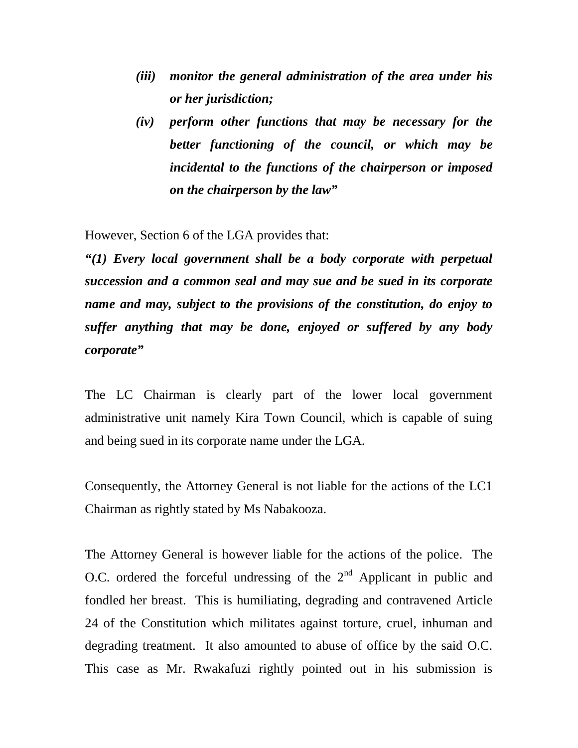*(iii)* ***monitor the general administration of the area under his or her jurisdiction;***

*(iv)* ***perform other functions that may be necessary for the better functioning of the council, or which may be incidental to the functions of the chairperson or imposed on the chairperson by the law*"**

However, Section 6 of the LGA provides that:

***"(1) Every local government shall be a body corporate with perpetual succession and a common seal and may sue and be sued in its corporate name and may, subject to the provisions of the constitution, do enjoy to suffer anything that may be done, enjoyed or suffered by any body corporate"***

The LC Chairman is clearly part of the lower local government administrative unit namely Kira Town Council, which is capable of suing and being sued in its corporate name under the LGA.

Consequently, the Attorney General is not liable for the actions of the LC1 Chairman as rightly stated by Ms Nabakooza.

The Attorney General is however liable for the actions of the police. The O.C. ordered the forceful undressing of the 2nd Applicant in public and fondled her breast. This is humiliating, degrading and contravened Article 24 of the Constitution which militates against torture, cruel, inhuman and degrading treatment. It also amounted to abuse of office by the said O.C. This case as Mr. Rwakafuzi rightly pointed out in his submission is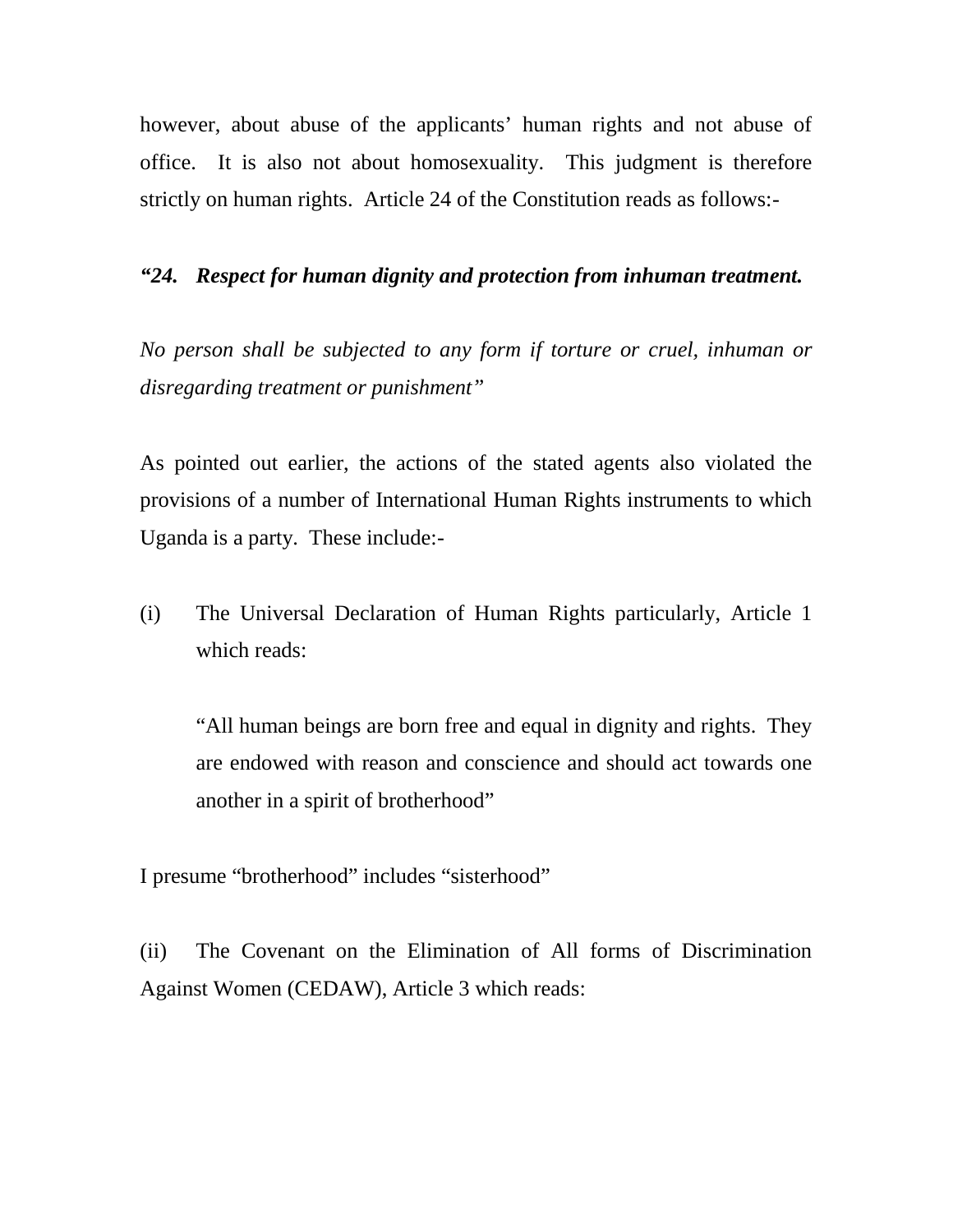however, about abuse of the applicants' human rights and not abuse of office. It is also not about homosexuality. This judgment is therefore strictly on human rights. Article 24 of the Constitution reads as follows:-

***"24. Respect for human dignity and protection from inhuman treatment.***

*No person shall be subjected to any form if torture or cruel, inhuman or disregarding treatment or punishment"*

As pointed out earlier, the actions of the stated agents also violated the provisions of a number of International Human Rights instruments to which Uganda is a party. These include:-

(i) The Universal Declaration of Human Rights particularly, Article 1 which reads:

> "All human beings are born free and equal in dignity and rights. They are endowed with reason and conscience and should act towards one another in a spirit of brotherhood"

I presume "brotherhood" includes "sisterhood"

(ii) The Covenant on the Elimination of All forms of Discrimination Against Women (CEDAW), Article 3 which reads: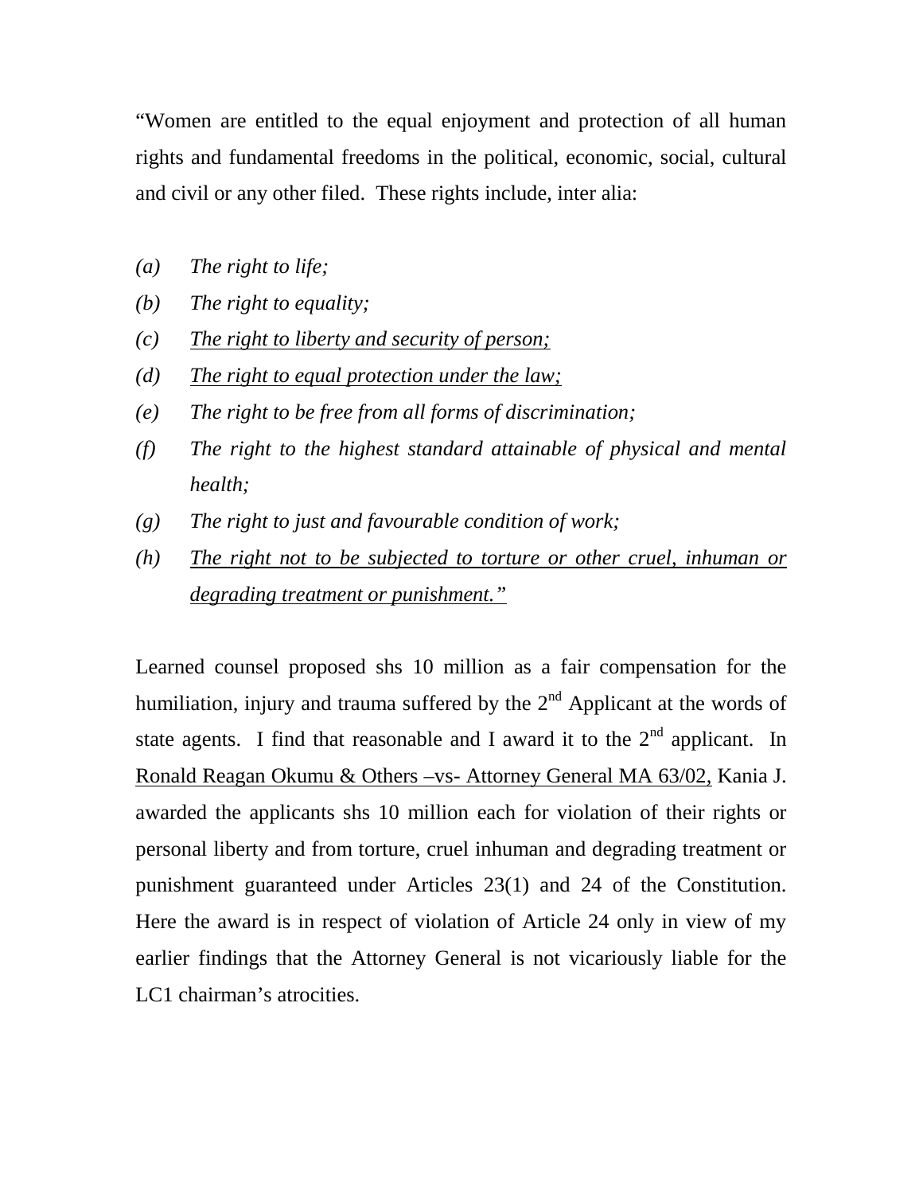"Women are entitled to the equal enjoyment and protection of all human rights and fundamental freedoms in the political, economic, social, cultural and civil or any other filed. These rights include, inter alia:

*(a)* *The right to life;*

*(b)* *The right to equality;*

*(c)* *<u>The right to liberty and security of person;</u>*

*(d)* *<u>The right to equal protection under the law;</u>*

*(e)* *The right to be free from all forms of discrimination;*

*(f)* *The right to the highest standard attainable of physical and mental health;*

*(g)* *The right to just and favourable condition of work;*

*(h)* *<u>The right not to be subjected to torture or other cruel, inhuman or degrading treatment or punishment."</u>*

Learned counsel proposed shs 10 million as a fair compensation for the humiliation, injury and trauma suffered by the 2nd Applicant at the words of state agents. I find that reasonable and I award it to the 2nd applicant. In <u>Ronald Reagan Okumu & Others –vs- Attorney General MA 63/02,</u> Kania J. awarded the applicants shs 10 million each for violation of their rights or personal liberty and from torture, cruel inhuman and degrading treatment or punishment guaranteed under Articles 23(1) and 24 of the Constitution. Here the award is in respect of violation of Article 24 only in view of my earlier findings that the Attorney General is not vicariously liable for the LC1 chairman's atrocities.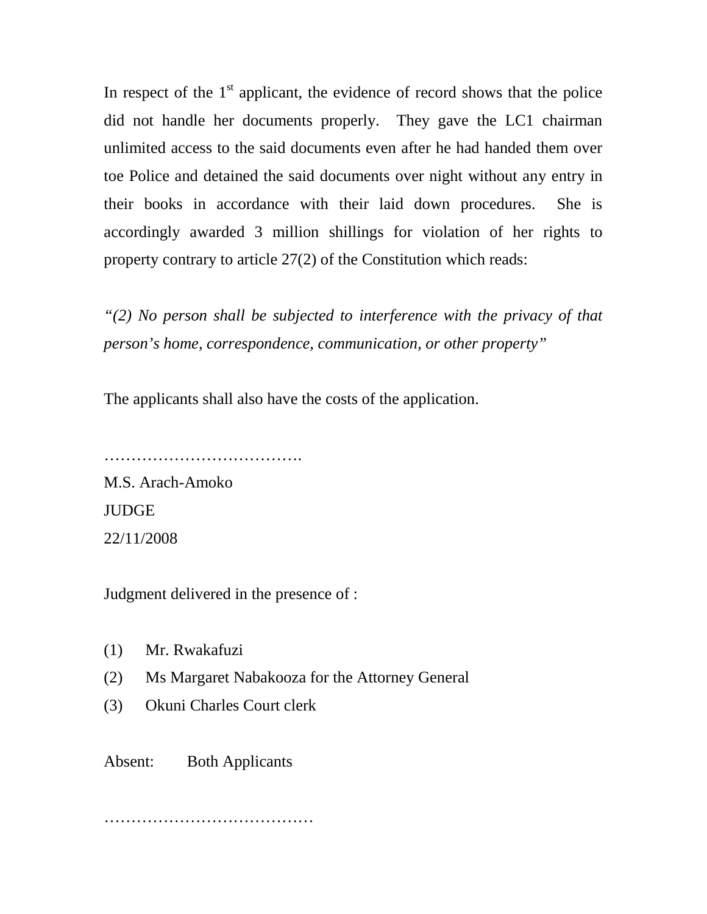In respect of the 1st applicant, the evidence of record shows that the police did not handle her documents properly. They gave the LC1 chairman unlimited access to the said documents even after he had handed them over toe Police and detained the said documents over night without any entry in their books in accordance with their laid down procedures. She is accordingly awarded 3 million shillings for violation of her rights to property contrary to article 27(2) of the Constitution which reads:

*"(2) No person shall be subjected to interference with the privacy of that person's home, correspondence, communication, or other property"*

The applicants shall also have the costs of the application.

……………………………….

M.S. Arach-Amoko

JUDGE

22/11/2008

Judgment delivered in the presence of :

(1) Mr. Rwakafuzi

(2) Ms Margaret Nabakooza for the Attorney General

(3) Okuni Charles Court clerk

Absent: Both Applicants

…………………………………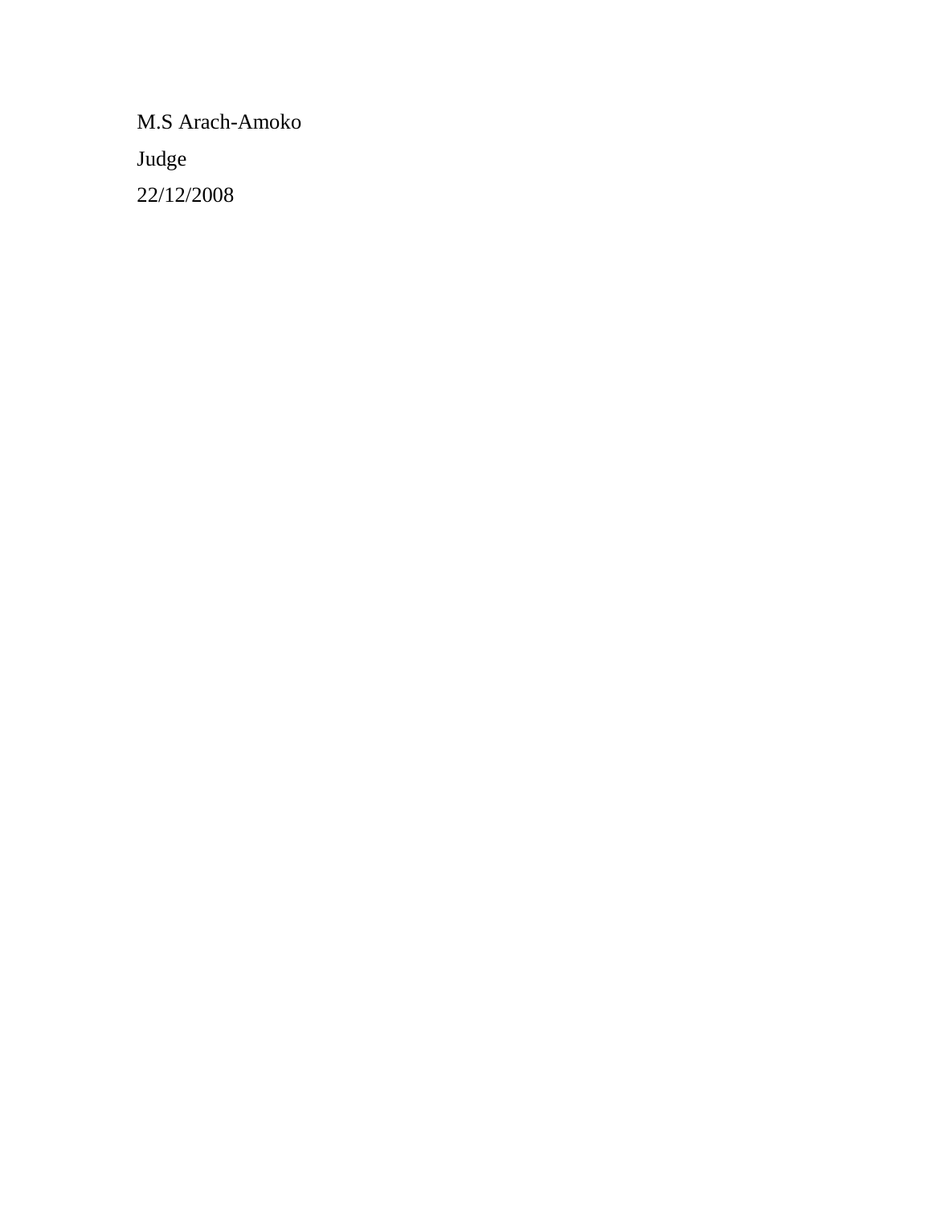M.S Arach-Amoko

Judge

22/12/2008